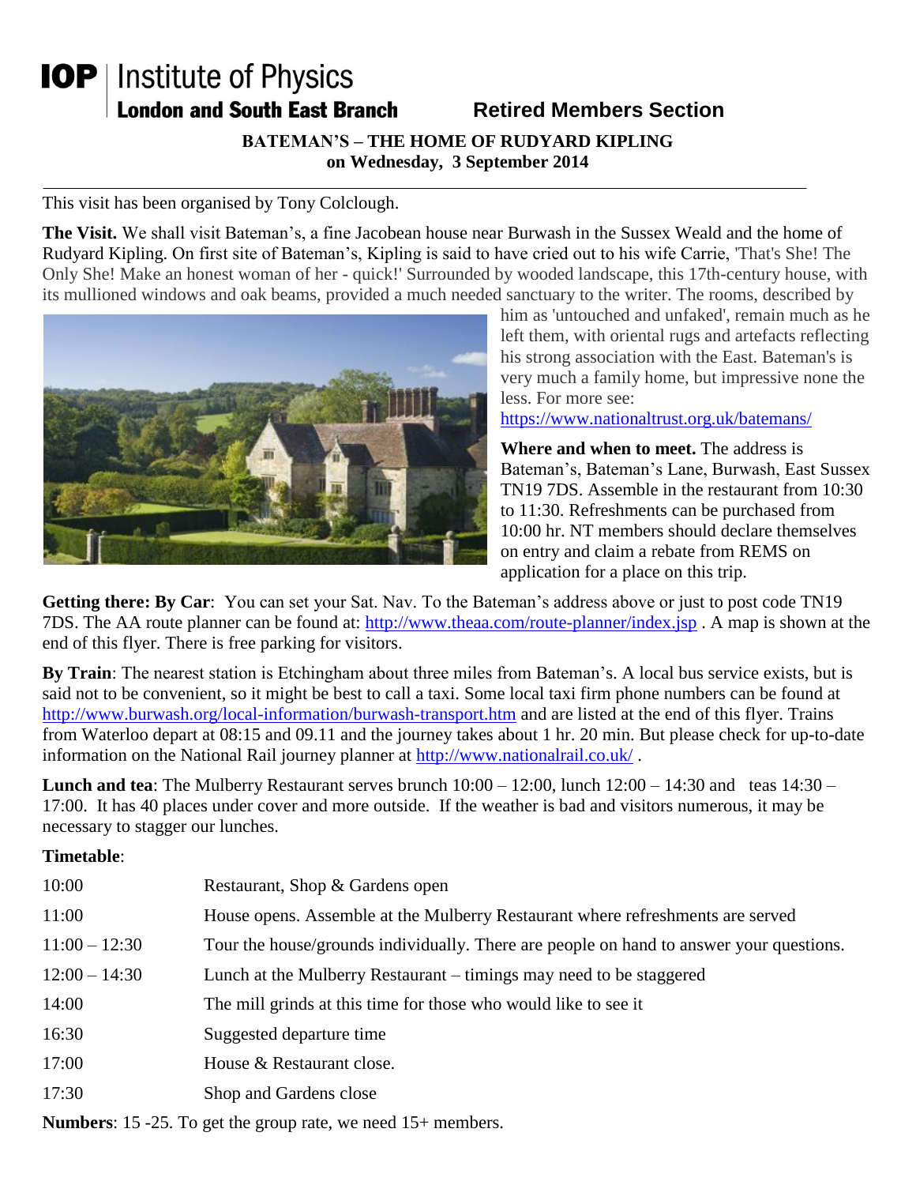# IOP | Institute of Physics
## London and South East Branch — Retired Members Section

### BATEMAN'S – THE HOME OF RUDYARD KIPLING
### on Wednesday, 3 September 2014

This visit has been organised by Tony Colclough.

**The Visit.** We shall visit Bateman's, a fine Jacobean house near Burwash in the Sussex Weald and the home of Rudyard Kipling. On first site of Bateman's, Kipling is said to have cried out to his wife Carrie, 'That's She! The Only She! Make an honest woman of her - quick!' Surrounded by wooded landscape, this 17th-century house, with its mullioned windows and oak beams, provided a much needed sanctuary to the writer. The rooms, described by him as 'untouched and unfaked', remain much as he left them, with oriental rugs and artefacts reflecting his strong association with the East. Bateman's is very much a family home, but impressive none the less. For more see: https://www.nationaltrust.org.uk/batemans/

**Where and when to meet.** The address is Bateman's, Bateman's Lane, Burwash, East Sussex TN19 7DS. Assemble in the restaurant from 10:30 to 11:30. Refreshments can be purchased from 10:00 hr. NT members should declare themselves on entry and claim a rebate from REMS on application for a place on this trip.

**Getting there: By Car**: You can set your Sat. Nav. To the Bateman's address above or just to post code TN19 7DS. The AA route planner can be found at: http://www.theaa.com/route-planner/index.jsp . A map is shown at the end of this flyer. There is free parking for visitors.

**By Train**: The nearest station is Etchingham about three miles from Bateman's. A local bus service exists, but is said not to be convenient, so it might be best to call a taxi. Some local taxi firm phone numbers can be found at http://www.burwash.org/local-information/burwash-transport.htm and are listed at the end of this flyer. Trains from Waterloo depart at 08:15 and 09.11 and the journey takes about 1 hr. 20 min. But please check for up-to-date information on the National Rail journey planner at http://www.nationalrail.co.uk/ .

**Lunch and tea**: The Mulberry Restaurant serves brunch 10:00 – 12:00, lunch 12:00 – 14:30 and teas 14:30 – 17:00. It has 40 places under cover and more outside. If the weather is bad and visitors numerous, it may be necessary to stagger our lunches.

**Timetable**:

| | |
|---|---|
| 10:00 | Restaurant, Shop & Gardens open |
| 11:00 | House opens. Assemble at the Mulberry Restaurant where refreshments are served |
| 11:00 – 12:30 | Tour the house/grounds individually. There are people on hand to answer your questions. |
| 12:00 – 14:30 | Lunch at the Mulberry Restaurant – timings may need to be staggered |
| 14:00 | The mill grinds at this time for those who would like to see it |
| 16:30 | Suggested departure time |
| 17:00 | House & Restaurant close. |
| 17:30 | Shop and Gardens close |

**Numbers**: 15 -25. To get the group rate, we need 15+ members.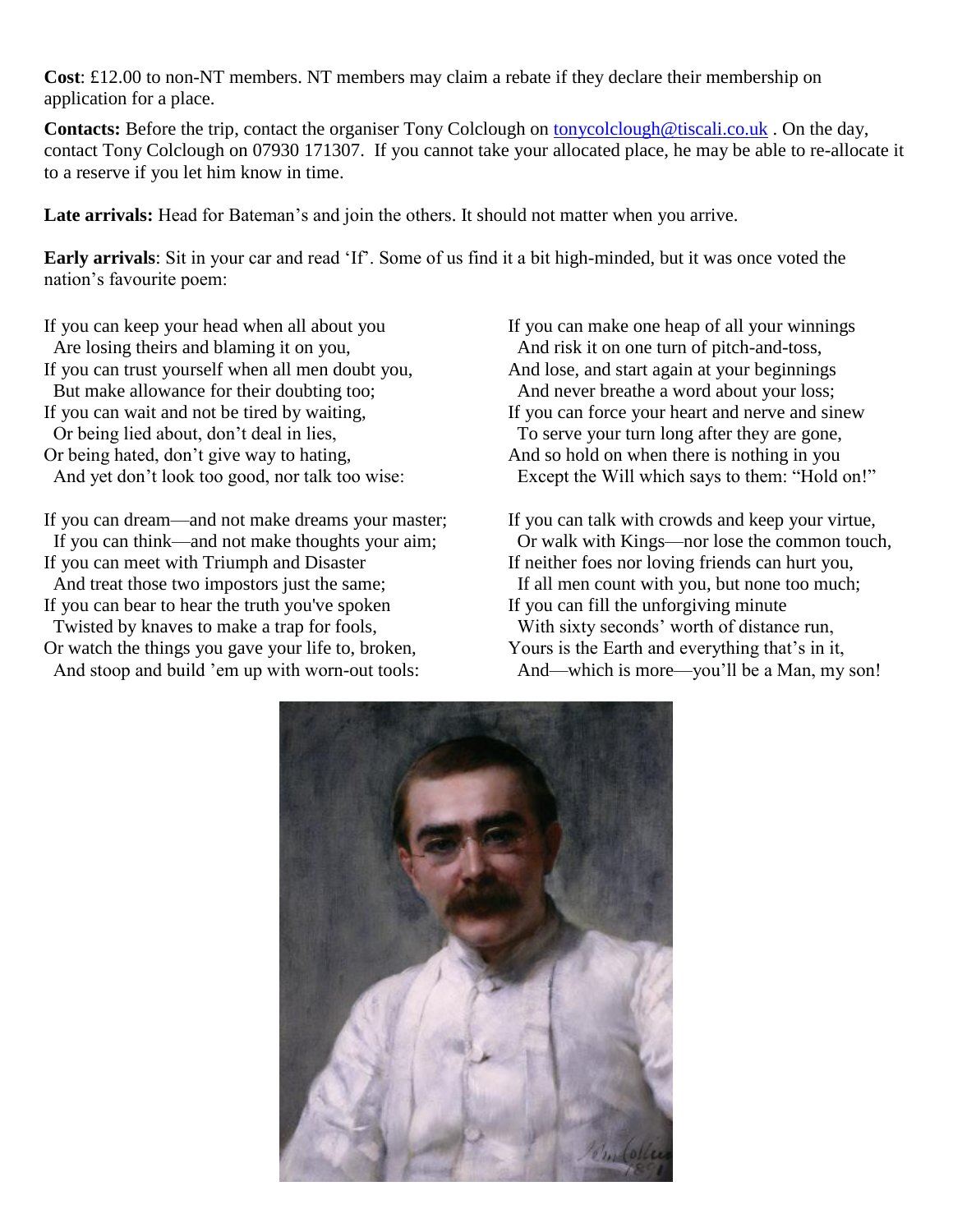**Cost**: £12.00 to non-NT members. NT members may claim a rebate if they declare their membership on application for a place.

**Contacts:** Before the trip, contact the organiser Tony Colclough on [tonycolclough@tiscali.co.uk](mailto:tonycolclough@tiscali.co.uk) . On the day, contact Tony Colclough on 07930 171307. If you cannot take your allocated place, he may be able to re-allocate it to a reserve if you let him know in time.

**Late arrivals:** Head for Bateman's and join the others. It should not matter when you arrive.

**Early arrivals**: Sit in your car and read 'If'. Some of us find it a bit high-minded, but it was once voted the nation's favourite poem:

If you can keep your head when all about you  
  Are losing theirs and blaming it on you,  
If you can trust yourself when all men doubt you,  
  But make allowance for their doubting too;  
If you can wait and not be tired by waiting,  
  Or being lied about, don't deal in lies,  
Or being hated, don't give way to hating,  
  And yet don't look too good, nor talk too wise:

If you can dream—and not make dreams your master;  
  If you can think—and not make thoughts your aim;  
If you can meet with Triumph and Disaster  
  And treat those two impostors just the same;  
If you can bear to hear the truth you've spoken  
  Twisted by knaves to make a trap for fools,  
Or watch the things you gave your life to, broken,  
  And stoop and build 'em up with worn-out tools:

If you can make one heap of all your winnings  
  And risk it on one turn of pitch-and-toss,  
And lose, and start again at your beginnings  
  And never breathe a word about your loss;  
If you can force your heart and nerve and sinew  
  To serve your turn long after they are gone,  
And so hold on when there is nothing in you  
  Except the Will which says to them: "Hold on!"

If you can talk with crowds and keep your virtue,  
  Or walk with Kings—nor lose the common touch,  
If neither foes nor loving friends can hurt you,  
  If all men count with you, but none too much;  
If you can fill the unforgiving minute  
  With sixty seconds' worth of distance run,  
Yours is the Earth and everything that's in it,  
  And—which is more—you'll be a Man, my son!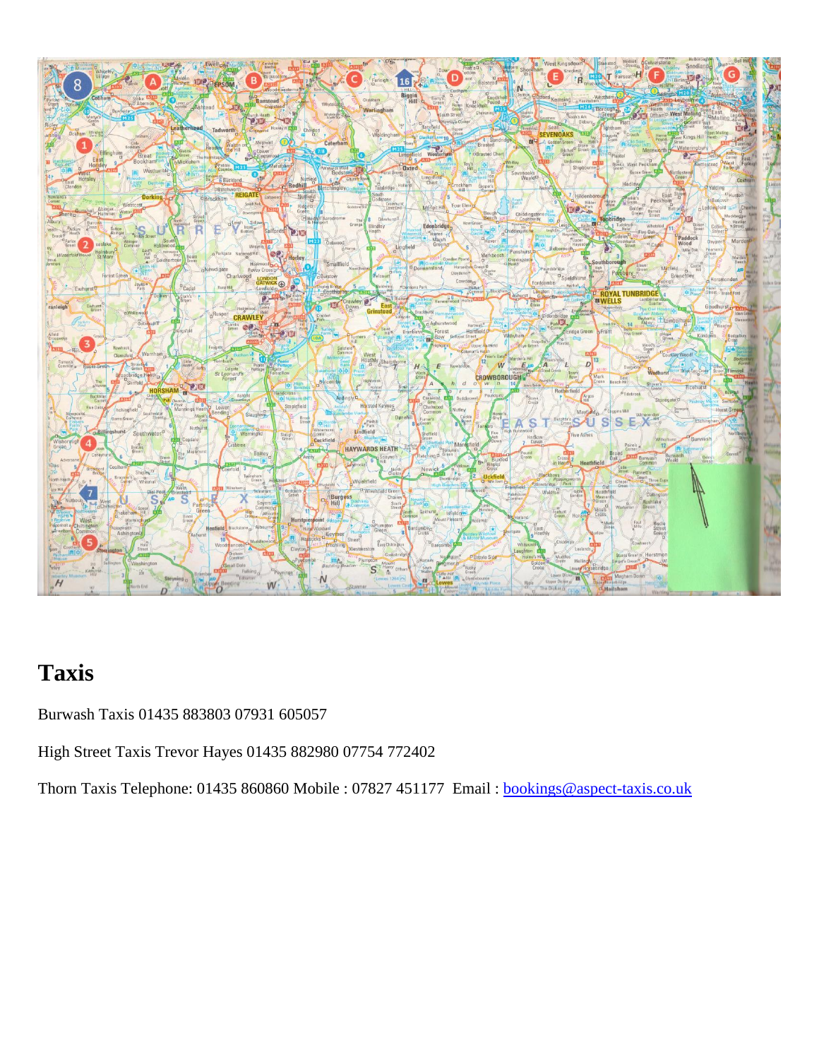# Taxis

Burwash Taxis 01435 883803 07931 605057

High Street Taxis Trevor Hayes 01435 882980 07754 772402

Thorn Taxis Telephone: 01435 860860 Mobile : 07827 451177 Email : bookings@aspect-taxis.co.uk